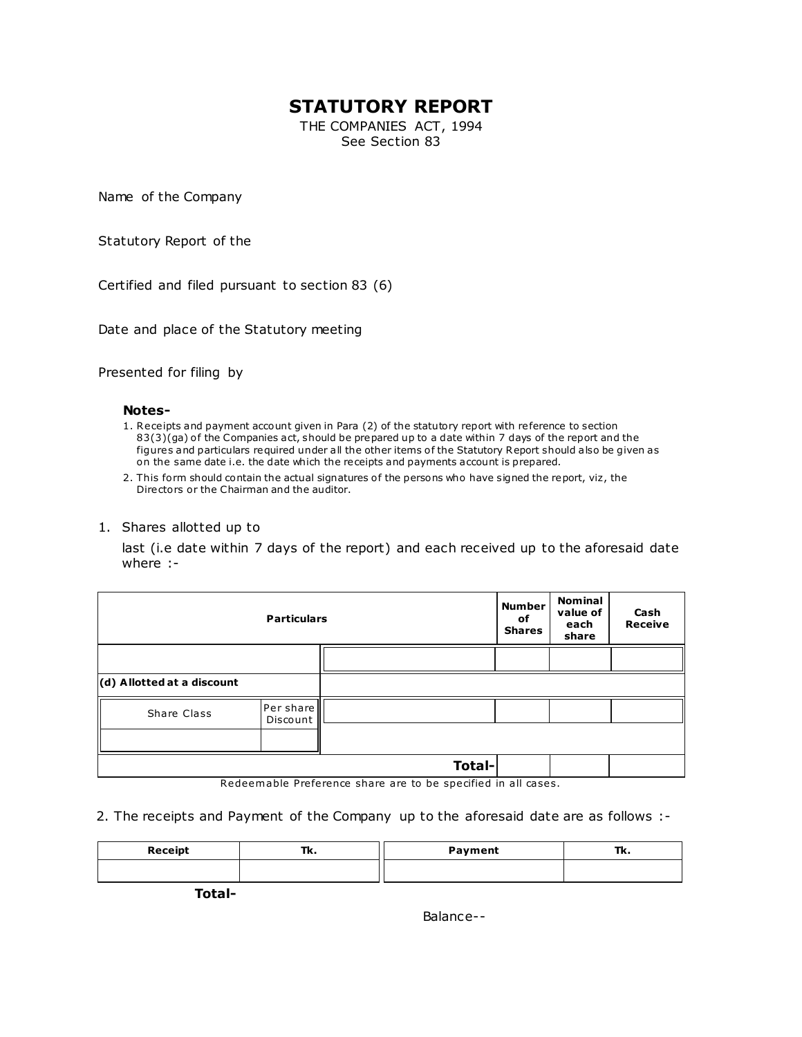# STATUTORY REPORT

THE COMPANIES ACT, 1994
See Section 83

Name of the Company

Statutory Report of the

Certified and filed pursuant to section 83 (6)

Date and place of the Statutory meeting

Presented for filing by

**Notes-**

1. Receipts and payment account given in Para (2) of the statutory report with reference to section 83(3)(ga) of the Companies act, should be prepared up to a date within 7 days of the report and the figures and particulars required under all the other items of the Statutory Report should also be given as on the same date i.e. the date which the receipts and payments account is prepared.
2. This form should contain the actual signatures of the persons who have signed the report, viz, the Directors or the Chairman and the auditor.

1. Shares allotted up to

   last (i.e date within 7 days of the report) and each received up to the aforesaid date where :-

| Particulars | | | Number of Shares | Nominal value of each share | Cash Receive |
|---|---|---|---|---|---|
| | | | | | |
| **(d) Allotted at a discount** | | | | | |
| Share Class | Per share Discount | | | | |
| | | | | | |
| | | **Total-** | | | |

Redeemable Preference share are to be specified in all cases.

2. The receipts and Payment of the Company up to the aforesaid date are as follows :-

| Receipt | Tk. | Payment | Tk. |
|---|---|---|---|
| | | | |
| **Total-** | | | |

Balance--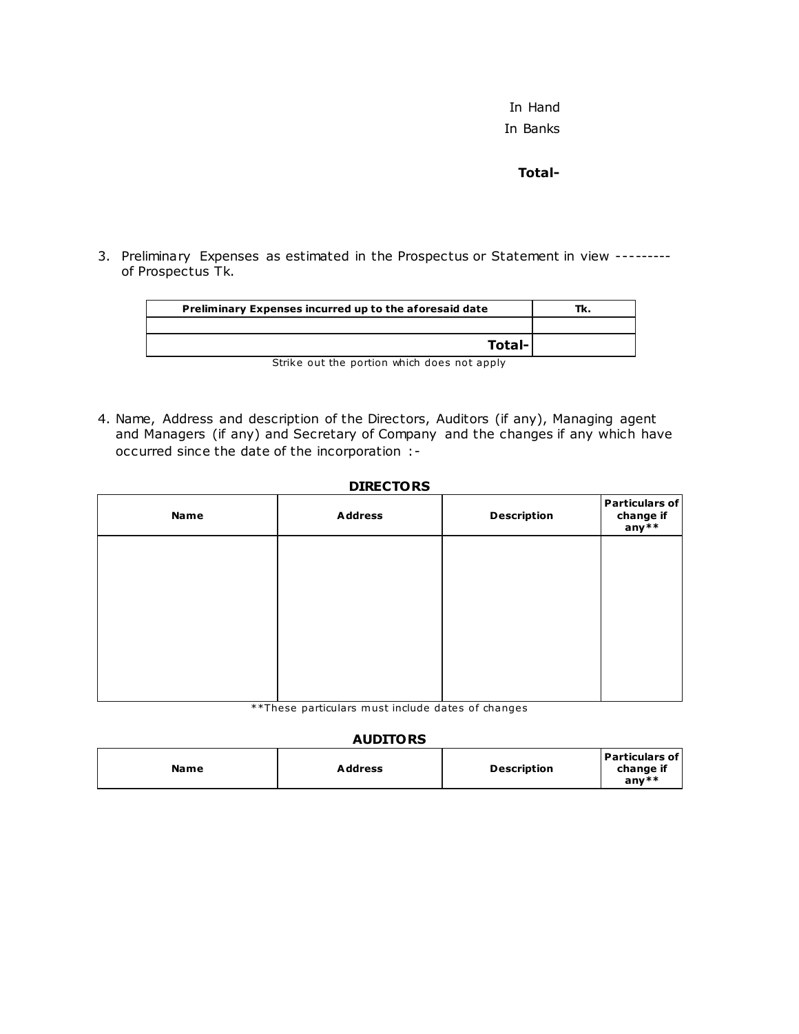In Hand

In Banks

**Total-**

3. Preliminary Expenses as estimated in the Prospectus or Statement in view --------- of Prospectus Tk.

| Preliminary Expenses incurred up to the aforesaid date | Tk. |
|---|---|
| | |
| **Total-** | |

Strike out the portion which does not apply

4. Name, Address and description of the Directors, Auditors (if any), Managing agent and Managers (if any) and Secretary of Company and the changes if any which have occurred since the date of the incorporation :-

**DIRECTORS**

| Name | Address | Description | Particulars of change if any** |
|---|---|---|---|
| | | | |

**These particulars must include dates of changes

**AUDITORS**

| Name | Address | Description | Particulars of change if any** |
|---|---|---|---|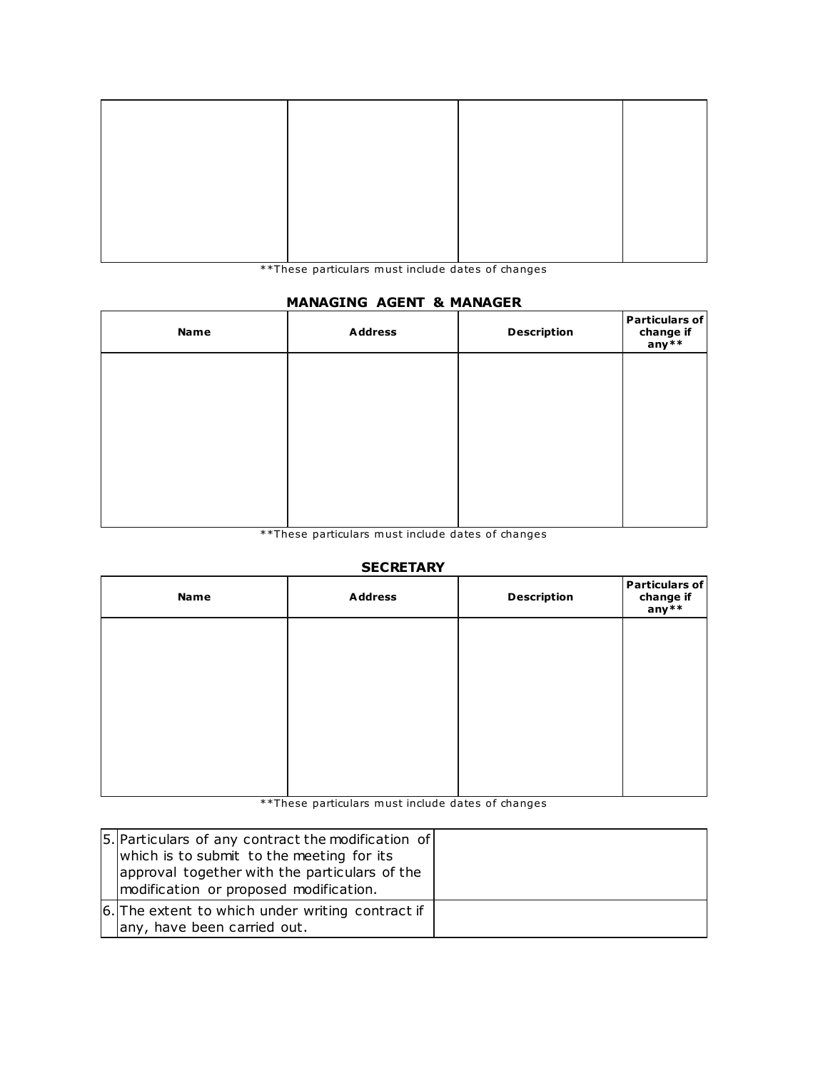| | | | |
|---|---|---|---|
| | | | |

**These particulars must include dates of changes

## MANAGING AGENT & MANAGER

| Name | Address | Description | Particulars of change if any** |
|---|---|---|---|
| | | | |

**These particulars must include dates of changes

## SECRETARY

| Name | Address | Description | Particulars of change if any** |
|---|---|---|---|
| | | | |

**These particulars must include dates of changes

| | | |
|---|---|---|
| 5. | Particulars of any contract the modification of which is to submit to the meeting for its approval together with the particulars of the modification or proposed modification. | |
| 6. | The extent to which under writing contract if any, have been carried out. | |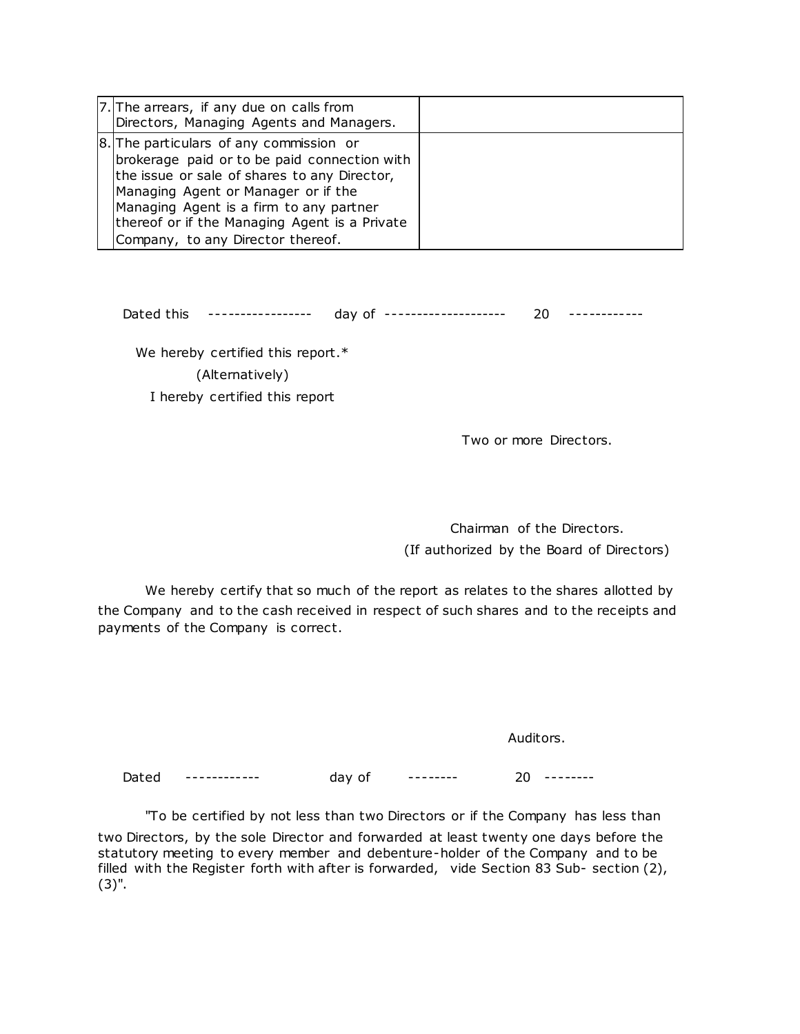| | | |
|---|---|---|
| 7. | The arrears, if any due on calls from Directors, Managing Agents and Managers. | |
| 8. | The particulars of any commission or brokerage paid or to be paid connection with the issue or sale of shares to any Director, Managing Agent or Manager or if the Managing Agent is a firm to any partner thereof or if the Managing Agent is a Private Company, to any Director thereof. | |

Dated this ----------------- day of -------------------- 20 ------------

We hereby certified this report.*

(Alternatively)

I hereby certified this report

Two or more Directors.

Chairman of the Directors.
(If authorized by the Board of Directors)

We hereby certify that so much of the report as relates to the shares allotted by the Company and to the cash received in respect of such shares and to the receipts and payments of the Company is correct.

Auditors.

Dated ------------ day of -------- 20 --------

"To be certified by not less than two Directors or if the Company has less than two Directors, by the sole Director and forwarded at least twenty one days before the statutory meeting to every member and debenture-holder of the Company and to be filled with the Register forth with after is forwarded, vide Section 83 Sub- section (2), (3)".